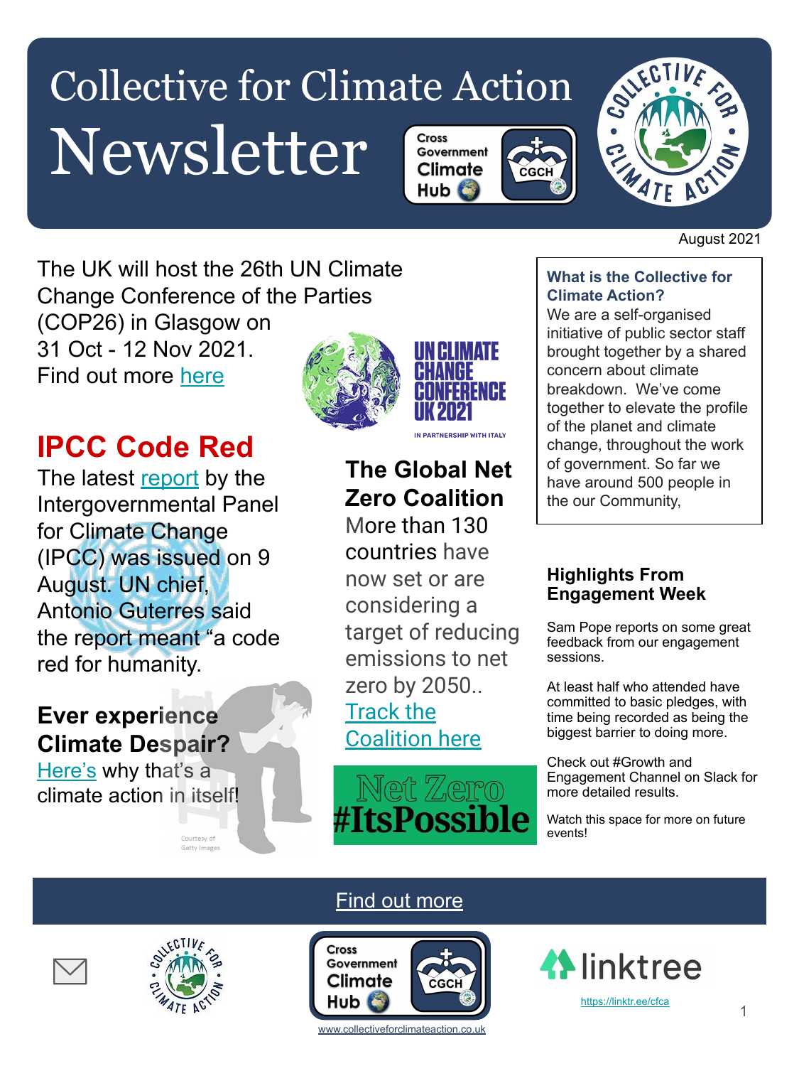# Collective for Climate Action Newsletter

August 2021

The UK will host the 26th UN Climate Change Conference of the Parties (COP26) in Glasgow on 31 Oct - 12 Nov 2021. Find out more here

UN CLIMATE CHANGE CONFERENCE UK 2021

IN PARTNERSHIP WITH ITALY

## IPCC Code Red

The latest report by the Intergovernmental Panel for Climate Change (IPCC) was issued on 9 August. UN chief, Antonio Guterres said the report meant "a code red for humanity.

### Ever experience Climate Despair?

Here's why that's a climate action in itself!

Courtesy of Getty Images

### The Global Net Zero Coalition

More than 130 countries have now set or are considering a target of reducing emissions to net zero by 2050.. Track the Coalition here

Net Zero #ItsPossible

### What is the Collective for Climate Action?

We are a self-organised initiative of public sector staff brought together by a shared concern about climate breakdown. We've come together to elevate the profile of the planet and climate change, throughout the work of government. So far we have around 500 people in the our Community,

### Highlights From Engagement Week

Sam Pope reports on some great feedback from our engagement sessions.

At least half who attended have committed to basic pledges, with time being recorded as being the biggest barrier to doing more.

Check out #Growth and Engagement Channel on Slack for more detailed results.

Watch this space for more on future events!

Find out more

www.collectiveforclimateaction.co.uk

linktree https://linktr.ee/cfca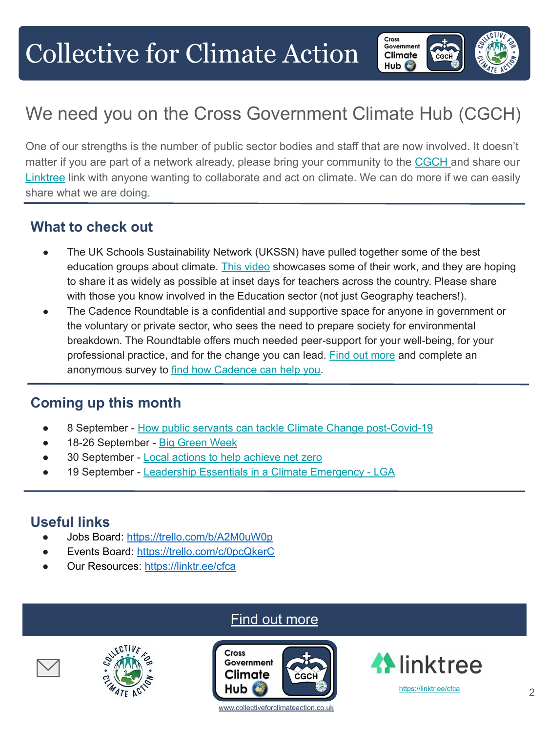# Collective for Climate Action

## We need you on the Cross Government Climate Hub (CGCH)

One of our strengths is the number of public sector bodies and staff that are now involved. It doesn't matter if you are part of a network already, please bring your community to the CGCH and share our Linktree link with anyone wanting to collaborate and act on climate. We can do more if we can easily share what we are doing.

### What to check out

- The UK Schools Sustainability Network (UKSSN) have pulled together some of the best education groups about climate. This video showcases some of their work, and they are hoping to share it as widely as possible at inset days for teachers across the country. Please share with those you know involved in the Education sector (not just Geography teachers!).
- The Cadence Roundtable is a confidential and supportive space for anyone in government or the voluntary or private sector, who sees the need to prepare society for environmental breakdown. The Roundtable offers much needed peer-support for your well-being, for your professional practice, and for the change you can lead. Find out more and complete an anonymous survey to find how Cadence can help you.

### Coming up this month

- 8 September - How public servants can tackle Climate Change post-Covid-19
- 18-26 September - Big Green Week
- 30 September - Local actions to help achieve net zero
- 19 September - Leadership Essentials in a Climate Emergency - LGA

### Useful links

- Jobs Board: https://trello.com/b/A2M0uW0p
- Events Board: https://trello.com/c/0pcQkerC
- Our Resources: https://linktr.ee/cfca

Find out more

www.collectiveforclimateaction.co.uk

https://linktr.ee/cfca